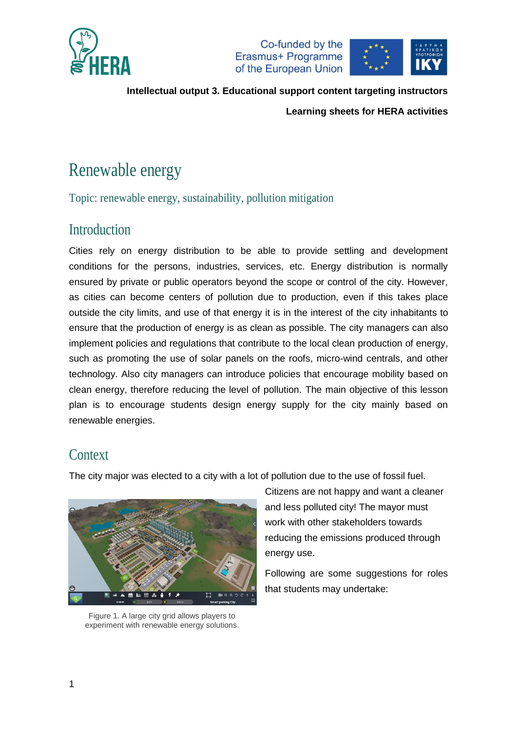Intellectual output 3. Educational support content targeting instructors

**Learning sheets for HERA activities**

# Renewable energy

## Topic: renewable energy, sustainability, pollution mitigation

## Introduction

Cities rely on energy distribution to be able to provide settling and development conditions for the persons, industries, services, etc. Energy distribution is normally ensured by private or public operators beyond the scope or control of the city. However, as cities can become centers of pollution due to production, even if this takes place outside the city limits, and use of that energy it is in the interest of the city inhabitants to ensure that the production of energy is as clean as possible. The city managers can also implement policies and regulations that contribute to the local clean production of energy, such as promoting the use of solar panels on the roofs, micro-wind centrals, and other technology. Also city managers can introduce policies that encourage mobility based on clean energy, therefore reducing the level of pollution. The main objective of this lesson plan is to encourage students design energy supply for the city mainly based on renewable energies.

## Context

The city major was elected to a city with a lot of pollution due to the use of fossil fuel. Citizens are not happy and want a cleaner and less polluted city! The mayor must work with other stakeholders towards reducing the emissions produced through energy use.

Following are some suggestions for roles that students may undertake:

Figure 1. A large city grid allows players to experiment with renewable energy solutions.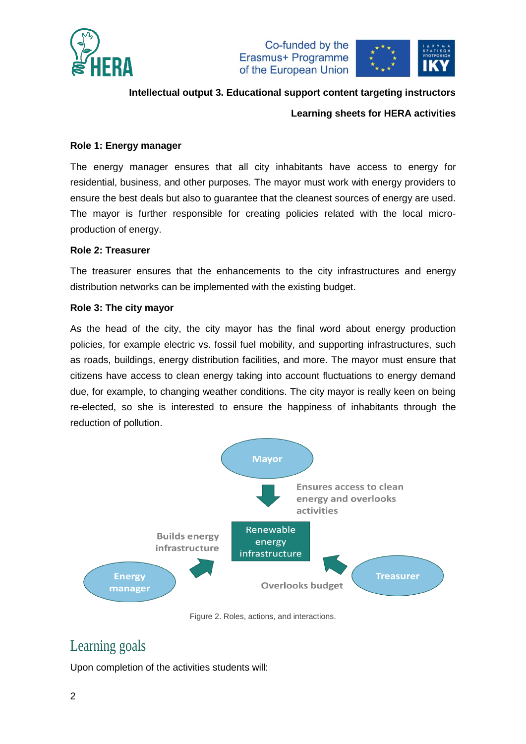**Intellectual output 3. Educational support content targeting instructors**

**Learning sheets for HERA activities**

**Role 1: Energy manager**

The energy manager ensures that all city inhabitants have access to energy for residential, business, and other purposes. The mayor must work with energy providers to ensure the best deals but also to guarantee that the cleanest sources of energy are used. The mayor is further responsible for creating policies related with the local micro-production of energy.

**Role 2: Treasurer**

The treasurer ensures that the enhancements to the city infrastructures and energy distribution networks can be implemented with the existing budget.

**Role 3: The city mayor**

As the head of the city, the city mayor has the final word about energy production policies, for example electric vs. fossil fuel mobility, and supporting infrastructures, such as roads, buildings, energy distribution facilities, and more. The mayor must ensure that citizens have access to clean energy taking into account fluctuations to energy demand due, for example, to changing weather conditions. The city mayor is really keen on being re-elected, so she is interested to ensure the happiness of inhabitants through the reduction of pollution.

Mayor

Ensures access to clean energy and overlooks activities

Renewable energy infrastructure

Builds energy infrastructure

Energy manager

Treasurer

Overlooks budget

Figure 2. Roles, actions, and interactions.

## Learning goals

Upon completion of the activities students will: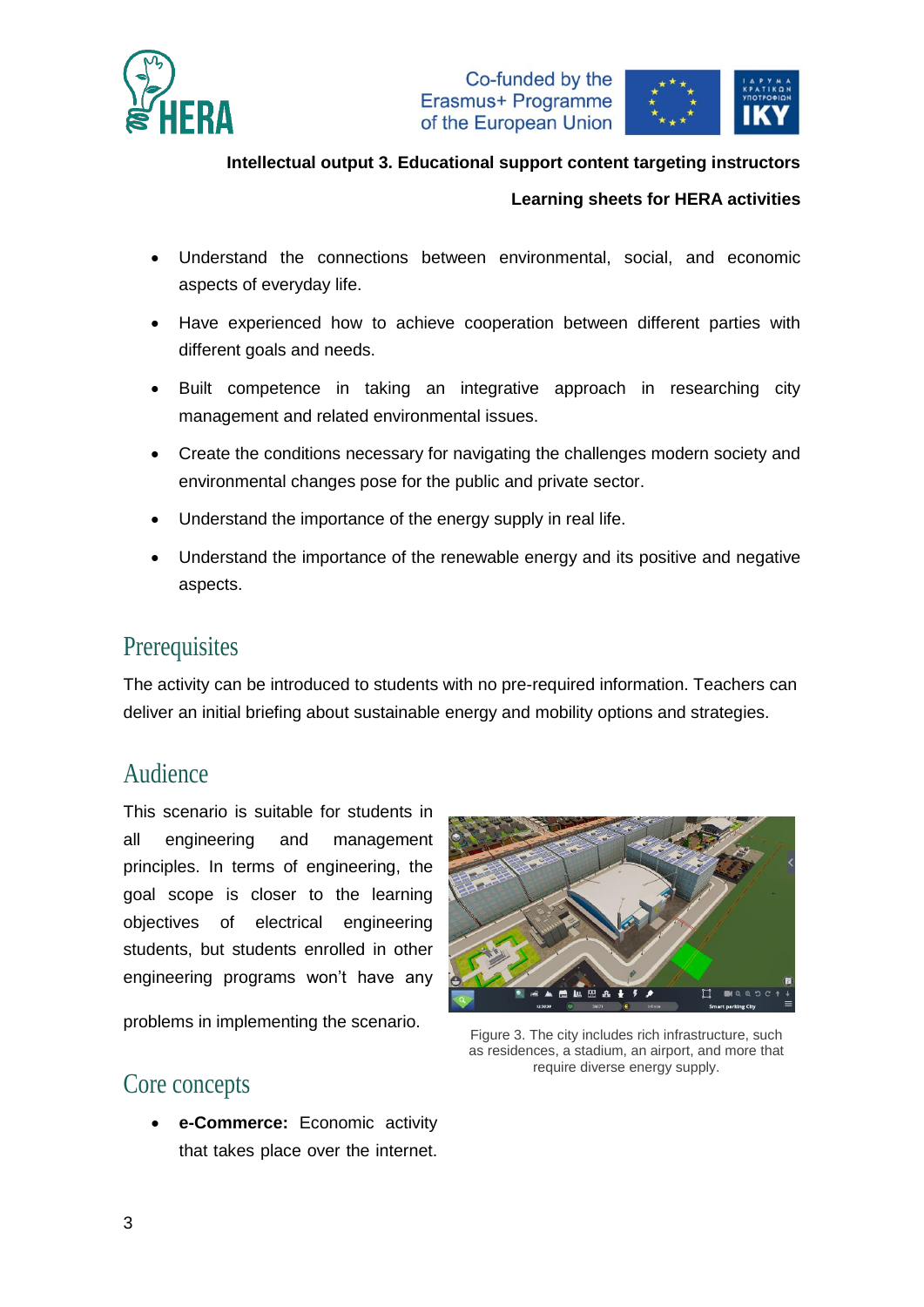- Understand the connections between environmental, social, and economic aspects of everyday life.
- Have experienced how to achieve cooperation between different parties with different goals and needs.
- Built competence in taking an integrative approach in researching city management and related environmental issues.
- Create the conditions necessary for navigating the challenges modern society and environmental changes pose for the public and private sector.
- Understand the importance of the energy supply in real life.
- Understand the importance of the renewable energy and its positive and negative aspects.

## Prerequisites

The activity can be introduced to students with no pre-required information. Teachers can deliver an initial briefing about sustainable energy and mobility options and strategies.

## Audience

This scenario is suitable for students in all engineering and management principles. In terms of engineering, the goal scope is closer to the learning objectives of electrical engineering students, but students enrolled in other engineering programs won't have any problems in implementing the scenario.

Figure 3. The city includes rich infrastructure, such as residences, a stadium, an airport, and more that require diverse energy supply.

## Core concepts

- **e-Commerce:** Economic activity that takes place over the internet.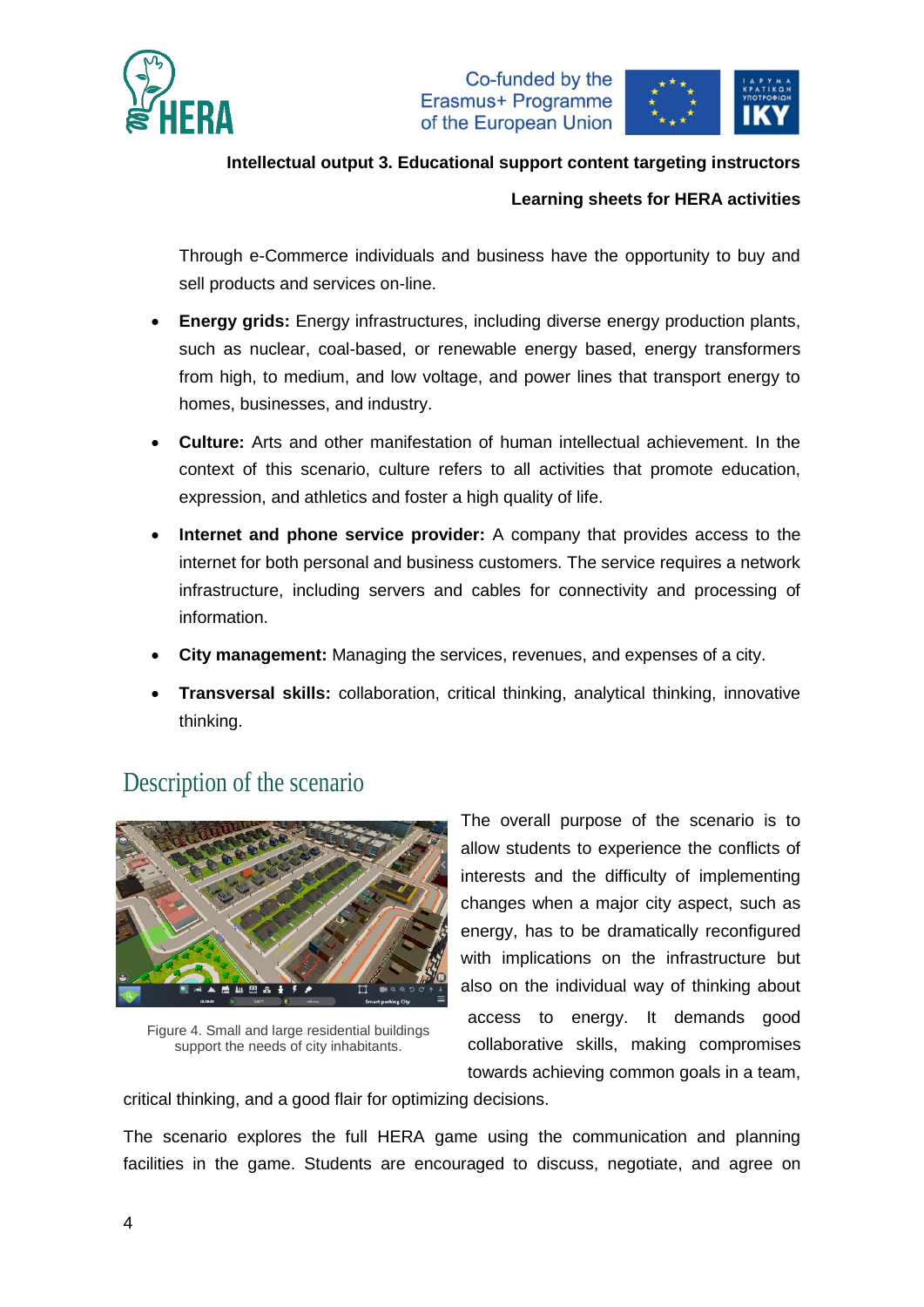Through e-Commerce individuals and business have the opportunity to buy and sell products and services on-line.

- **Energy grids:** Energy infrastructures, including diverse energy production plants, such as nuclear, coal-based, or renewable energy based, energy transformers from high, to medium, and low voltage, and power lines that transport energy to homes, businesses, and industry.
- **Culture:** Arts and other manifestation of human intellectual achievement. In the context of this scenario, culture refers to all activities that promote education, expression, and athletics and foster a high quality of life.
- **Internet and phone service provider:** A company that provides access to the internet for both personal and business customers. The service requires a network infrastructure, including servers and cables for connectivity and processing of information.
- **City management:** Managing the services, revenues, and expenses of a city.
- **Transversal skills:** collaboration, critical thinking, analytical thinking, innovative thinking.

## Description of the scenario

Figure 4. Small and large residential buildings support the needs of city inhabitants.

The overall purpose of the scenario is to allow students to experience the conflicts of interests and the difficulty of implementing changes when a major city aspect, such as energy, has to be dramatically reconfigured with implications on the infrastructure but also on the individual way of thinking about access to energy. It demands good collaborative skills, making compromises towards achieving common goals in a team, critical thinking, and a good flair for optimizing decisions.

The scenario explores the full HERA game using the communication and planning facilities in the game. Students are encouraged to discuss, negotiate, and agree on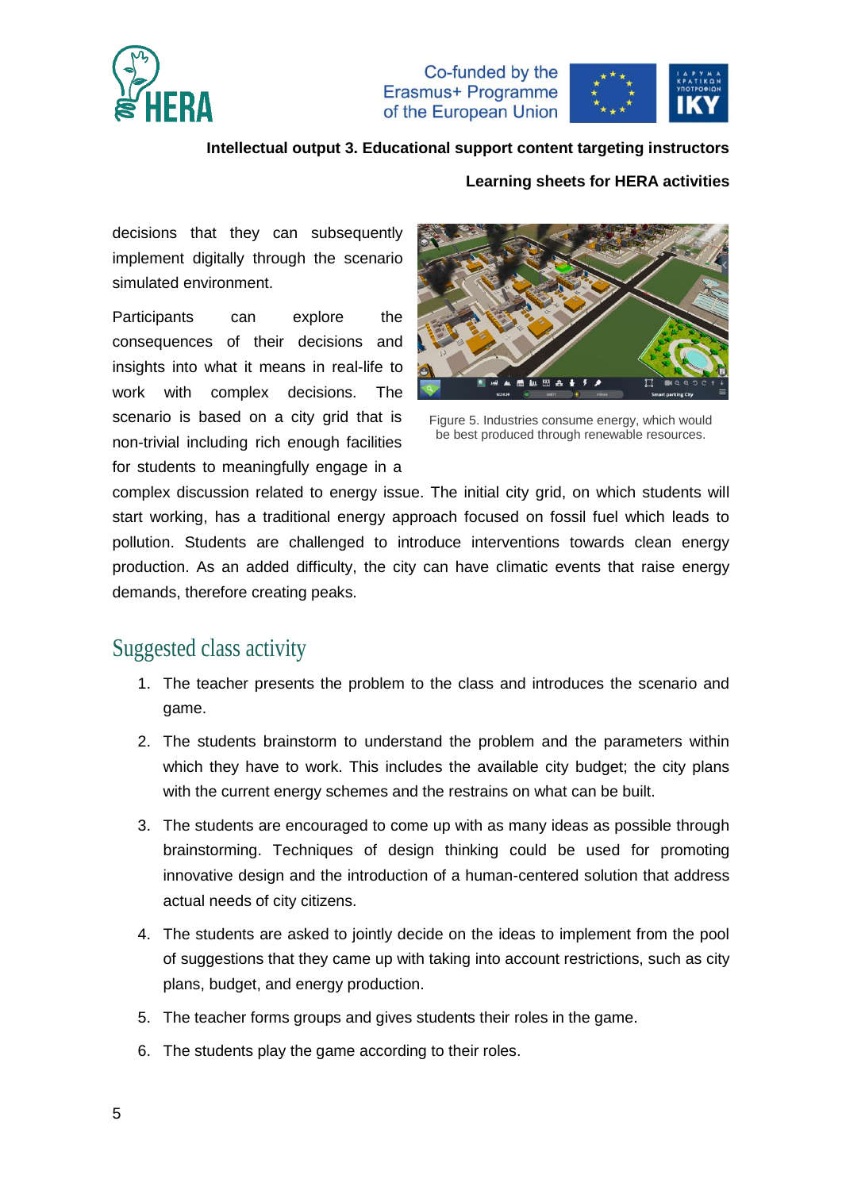decisions that they can subsequently implement digitally through the scenario simulated environment.

Participants can explore the consequences of their decisions and insights into what it means in real-life to work with complex decisions. The scenario is based on a city grid that is non-trivial including rich enough facilities for students to meaningfully engage in a complex discussion related to energy issue. The initial city grid, on which students will start working, has a traditional energy approach focused on fossil fuel which leads to pollution. Students are challenged to introduce interventions towards clean energy production. As an added difficulty, the city can have climatic events that raise energy demands, therefore creating peaks.

Figure 5. Industries consume energy, which would be best produced through renewable resources.

## Suggested class activity

1. The teacher presents the problem to the class and introduces the scenario and game.
2. The students brainstorm to understand the problem and the parameters within which they have to work. This includes the available city budget; the city plans with the current energy schemes and the restrains on what can be built.
3. The students are encouraged to come up with as many ideas as possible through brainstorming. Techniques of design thinking could be used for promoting innovative design and the introduction of a human-centered solution that address actual needs of city citizens.
4. The students are asked to jointly decide on the ideas to implement from the pool of suggestions that they came up with taking into account restrictions, such as city plans, budget, and energy production.
5. The teacher forms groups and gives students their roles in the game.
6. The students play the game according to their roles.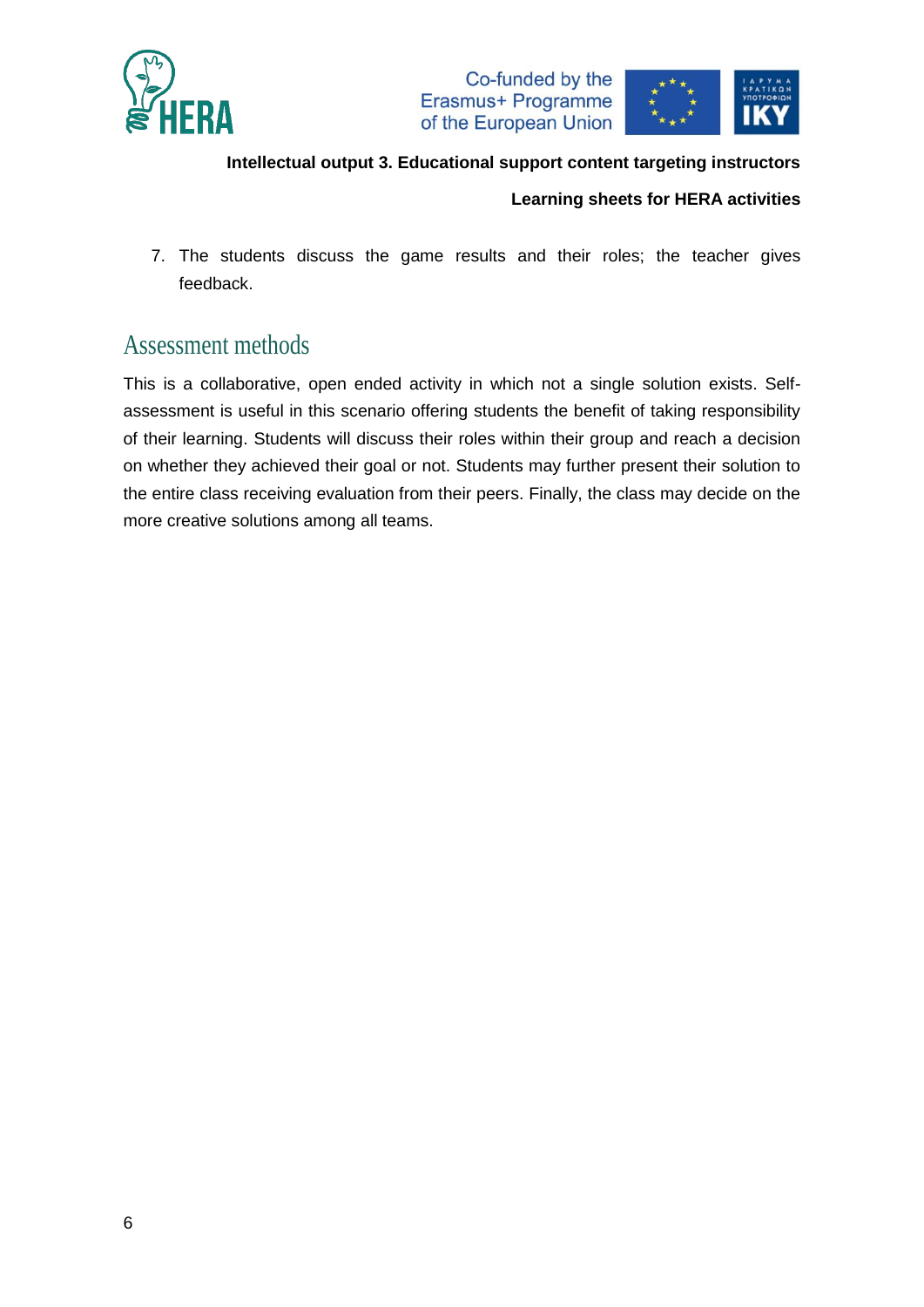7. The students discuss the game results and their roles; the teacher gives feedback.

## Assessment methods

This is a collaborative, open ended activity in which not a single solution exists. Self-assessment is useful in this scenario offering students the benefit of taking responsibility of their learning. Students will discuss their roles within their group and reach a decision on whether they achieved their goal or not. Students may further present their solution to the entire class receiving evaluation from their peers. Finally, the class may decide on the more creative solutions among all teams.